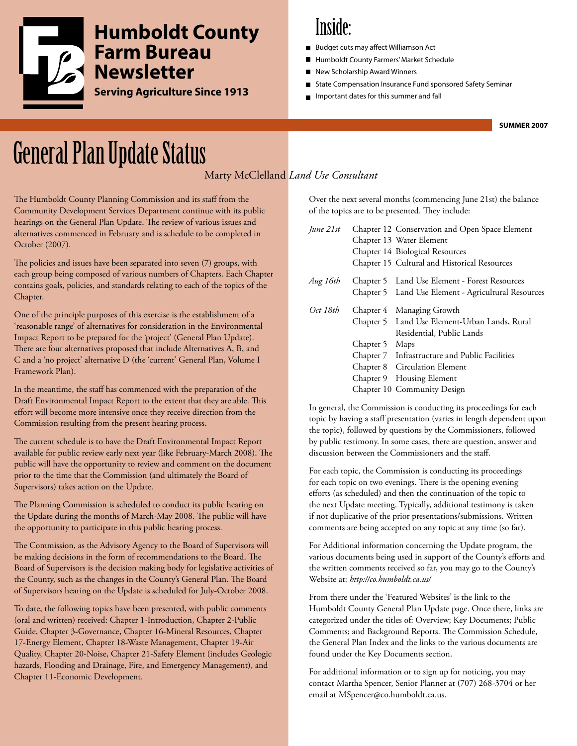# Humboldt County Farm Bureau Newsletter

**Serving Agriculture Since 1913**

## Inside:

- Budget cuts may affect Williamson Act
- Humboldt County Farmers' Market Schedule
- New Scholarship Award Winners
- State Compensation Insurance Fund sponsored Safety Seminar
- Important dates for this summer and fall

**SUMMER 2007**

# General Plan Update Status

Marty McClelland *Land Use Consultant*

The Humboldt County Planning Commission and its staff from the Community Development Services Department continue with its public hearings on the General Plan Update. The review of various issues and alternatives commenced in February and is schedule to be completed in October (2007).

The policies and issues have been separated into seven (7) groups, with each group being composed of various numbers of Chapters. Each Chapter contains goals, policies, and standards relating to each of the topics of the Chapter.

One of the principle purposes of this exercise is the establishment of a 'reasonable range' of alternatives for consideration in the Environmental Impact Report to be prepared for the 'project' (General Plan Update). There are four alternatives proposed that include Alternatives A, B, and C and a 'no project' alternative D (the 'current' General Plan, Volume I Framework Plan).

In the meantime, the staff has commenced with the preparation of the Draft Environmental Impact Report to the extent that they are able. This effort will become more intensive once they receive direction from the Commission resulting from the present hearing process.

The current schedule is to have the Draft Environmental Impact Report available for public review early next year (like February-March 2008). The public will have the opportunity to review and comment on the document prior to the time that the Commission (and ultimately the Board of Supervisors) takes action on the Update.

The Planning Commission is scheduled to conduct its public hearing on the Update during the months of March-May 2008. The public will have the opportunity to participate in this public hearing process.

The Commission, as the Advisory Agency to the Board of Supervisors will be making decisions in the form of recommendations to the Board. The Board of Supervisors is the decision making body for legislative activities of the County, such as the changes in the County's General Plan. The Board of Supervisors hearing on the Update is scheduled for July-October 2008.

To date, the following topics have been presented, with public comments (oral and written) received: Chapter 1-Introduction, Chapter 2-Public Guide, Chapter 3-Governance, Chapter 16-Mineral Resources, Chapter 17-Energy Element, Chapter 18-Waste Management, Chapter 19-Air Quality, Chapter 20-Noise, Chapter 21-Safety Element (includes Geologic hazards, Flooding and Drainage, Fire, and Emergency Management), and Chapter 11-Economic Development.

Over the next several months (commencing June 21st) the balance of the topics are to be presented. They include:

| | | |
|---|---|---|
| *June 21st* | Chapter 12 | Conservation and Open Space Element |
| | Chapter 13 | Water Element |
| | Chapter 14 | Biological Resources |
| | Chapter 15 | Cultural and Historical Resources |
| *Aug 16th* | Chapter 5 | Land Use Element - Forest Resources |
| | Chapter 5 | Land Use Element - Agricultural Resources |
| *Oct 18th* | Chapter 4 | Managing Growth |
| | Chapter 5 | Land Use Element-Urban Lands, Rural Residential, Public Lands |
| | Chapter 5 | Maps |
| | Chapter 7 | Infrastructure and Public Facilities |
| | Chapter 8 | Circulation Element |
| | Chapter 9 | Housing Element |
| | Chapter 10 | Community Design |

In general, the Commission is conducting its proceedings for each topic by having a staff presentation (varies in length dependent upon the topic), followed by questions by the Commissioners, followed by public testimony. In some cases, there are question, answer and discussion between the Commissioners and the staff.

For each topic, the Commission is conducting its proceedings for each topic on two evenings. There is the opening evening efforts (as scheduled) and then the continuation of the topic to the next Update meeting. Typically, additional testimony is taken if not duplicative of the prior presentations/submissions. Written comments are being accepted on any topic at any time (so far).

For Additional information concerning the Update program, the various documents being used in support of the County's efforts and the written comments received so far, you may go to the County's Website at: *http://co.humboldt.ca.us/*

From there under the 'Featured Websites' is the link to the Humboldt County General Plan Update page. Once there, links are categorized under the titles of: Overview; Key Documents; Public Comments; and Background Reports. The Commission Schedule, the General Plan Index and the links to the various documents are found under the Key Documents section.

For additional information or to sign up for noticing, you may contact Martha Spencer, Senior Planner at (707) 268-3704 or her email at MSpencer@co.humboldt.ca.us.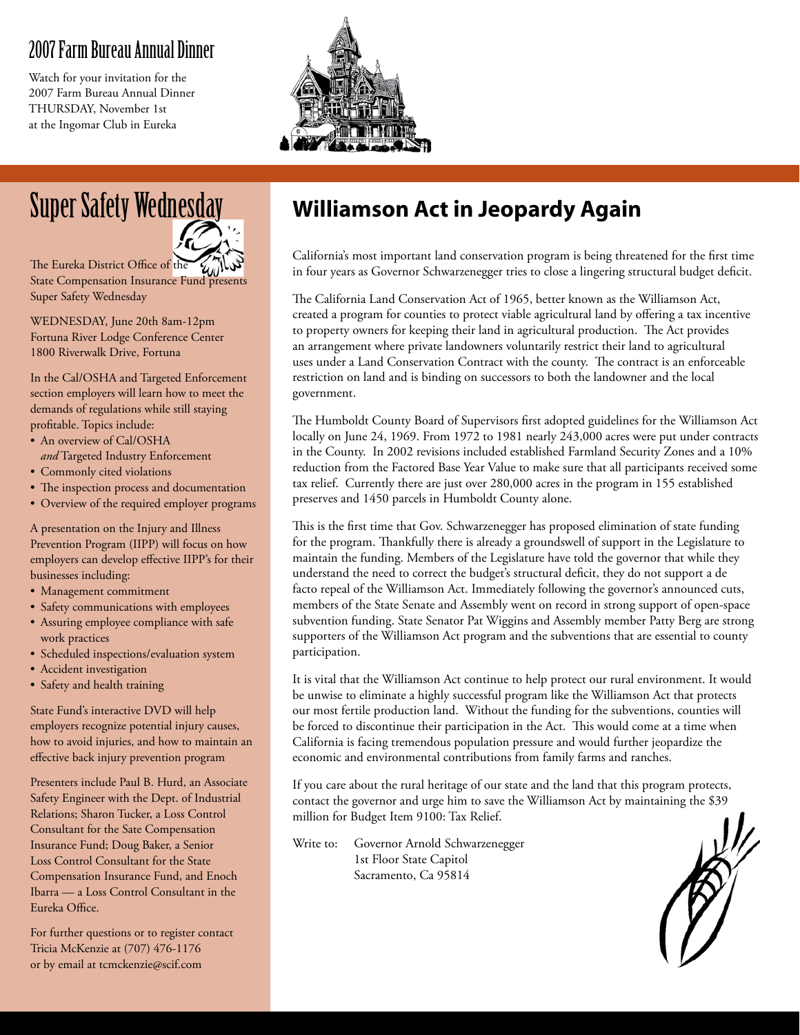## 2007 Farm Bureau Annual Dinner

Watch for your invitation for the 2007 Farm Bureau Annual Dinner THURSDAY, November 1st at the Ingomar Club in Eureka

## Super Safety Wednesday

The Eureka District Office of the State Compensation Insurance Fund presents Super Safety Wednesday

WEDNESDAY, June 20th 8am-12pm
Fortuna River Lodge Conference Center
1800 Riverwalk Drive, Fortuna

In the Cal/OSHA and Targeted Enforcement section employers will learn how to meet the demands of regulations while still staying profitable. Topics include:

- An overview of Cal/OSHA *and* Targeted Industry Enforcement
- Commonly cited violations
- The inspection process and documentation
- Overview of the required employer programs

A presentation on the Injury and Illness Prevention Program (IIPP) will focus on how employers can develop effective IIPP's for their businesses including:

- Management commitment
- Safety communications with employees
- Assuring employee compliance with safe work practices
- Scheduled inspections/evaluation system
- Accident investigation
- Safety and health training

State Fund's interactive DVD will help employers recognize potential injury causes, how to avoid injuries, and how to maintain an effective back injury prevention program

Presenters include Paul B. Hurd, an Associate Safety Engineer with the Dept. of Industrial Relations; Sharon Tucker, a Loss Control Consultant for the Sate Compensation Insurance Fund; Doug Baker, a Senior Loss Control Consultant for the State Compensation Insurance Fund, and Enoch Ibarra — a Loss Control Consultant in the Eureka Office.

For further questions or to register contact Tricia McKenzie at (707) 476-1176 or by email at tcmckenzie@scif.com

## Williamson Act in Jeopardy Again

California's most important land conservation program is being threatened for the first time in four years as Governor Schwarzenegger tries to close a lingering structural budget deficit.

The California Land Conservation Act of 1965, better known as the Williamson Act, created a program for counties to protect viable agricultural land by offering a tax incentive to property owners for keeping their land in agricultural production. The Act provides an arrangement where private landowners voluntarily restrict their land to agricultural uses under a Land Conservation Contract with the county. The contract is an enforceable restriction on land and is binding on successors to both the landowner and the local government.

The Humboldt County Board of Supervisors first adopted guidelines for the Williamson Act locally on June 24, 1969. From 1972 to 1981 nearly 243,000 acres were put under contracts in the County. In 2002 revisions included established Farmland Security Zones and a 10% reduction from the Factored Base Year Value to make sure that all participants received some tax relief. Currently there are just over 280,000 acres in the program in 155 established preserves and 1450 parcels in Humboldt County alone.

This is the first time that Gov. Schwarzenegger has proposed elimination of state funding for the program. Thankfully there is already a groundswell of support in the Legislature to maintain the funding. Members of the Legislature have told the governor that while they understand the need to correct the budget's structural deficit, they do not support a de facto repeal of the Williamson Act. Immediately following the governor's announced cuts, members of the State Senate and Assembly went on record in strong support of open-space subvention funding. State Senator Pat Wiggins and Assembly member Patty Berg are strong supporters of the Williamson Act program and the subventions that are essential to county participation.

It is vital that the Williamson Act continue to help protect our rural environment. It would be unwise to eliminate a highly successful program like the Williamson Act that protects our most fertile production land. Without the funding for the subventions, counties will be forced to discontinue their participation in the Act. This would come at a time when California is facing tremendous population pressure and would further jeopardize the economic and environmental contributions from family farms and ranches.

If you care about the rural heritage of our state and the land that this program protects, contact the governor and urge him to save the Williamson Act by maintaining the $39 million for Budget Item 9100: Tax Relief.

Write to: Governor Arnold Schwarzenegger
1st Floor State Capitol
Sacramento, Ca 95814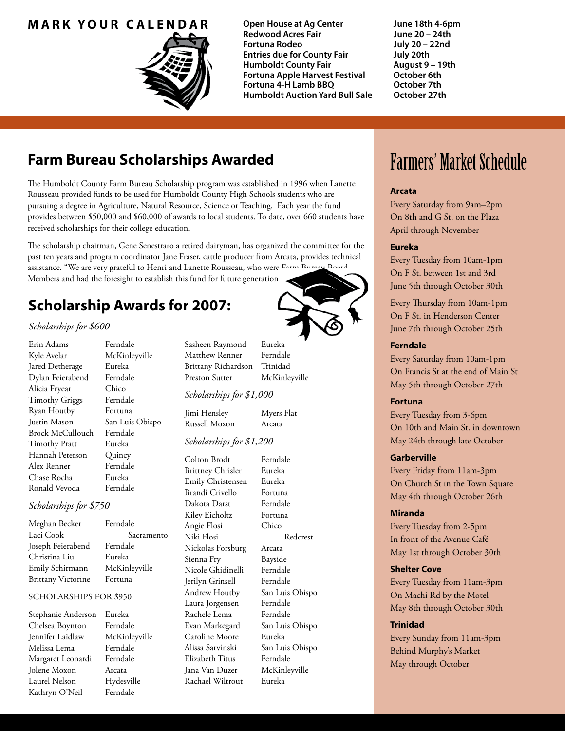## MARK YOUR CALENDAR

| | |
|---|---|
| **Open House at Ag Center** | **June 18th 4-6pm** |
| **Redwood Acres Fair** | **June 20 – 24th** |
| **Fortuna Rodeo** | **July 20 – 22nd** |
| **Entries due for County Fair** | **July 20th** |
| **Humboldt County Fair** | **August 9 – 19th** |
| **Fortuna Apple Harvest Festival** | **October 6th** |
| **Fortuna 4-H Lamb BBQ** | **October 7th** |
| **Humboldt Auction Yard Bull Sale** | **October 27th** |

## Farm Bureau Scholarships Awarded

The Humboldt County Farm Bureau Scholarship program was established in 1996 when Lanette Rousseau provided funds to be used for Humboldt County High Schools students who are pursuing a degree in Agriculture, Natural Resource, Science or Teaching. Each year the fund provides between $50,000 and $60,000 of awards to local students. To date, over 660 students have received scholarships for their college education.

The scholarship chairman, Gene Senestraro a retired dairyman, has organized the committee for the past ten years and program coordinator Jane Fraser, cattle producer from Arcata, provides technical assistance. "We are very grateful to Henri and Lanette Rousseau, who were Farm Bureau Board Members and had the foresight to establish this fund for future generation

## Scholarship Awards for 2007:

*Scholarships for $600*

| | |
|---|---|
| Erin Adams | Ferndale |
| Kyle Avelar | McKinleyville |
| Jared Detherage | Eureka |
| Dylan Feierabend | Ferndale |
| Alicia Fryear | Chico |
| Timothy Griggs | Ferndale |
| Ryan Houtby | Fortuna |
| Justin Mason | San Luis Obispo |
| Brock McCullouch | Ferndale |
| Timothy Pratt | Eureka |
| Hannah Peterson | Quincy |
| Alex Renner | Ferndale |
| Chase Rocha | Eureka |
| Ronald Vevoda | Ferndale |
| Sasheen Raymond | Eureka |
| Matthew Renner | Ferndale |
| Brittany Richardson | Trinidad |
| Preston Sutter | McKinleyville |

*Scholarships for $750*

| | |
|---|---|
| Meghan Becker | Ferndale |
| Laci Cook | Sacramento |
| Joseph Feierabend | Ferndale |
| Christina Liu | Eureka |
| Emily Schirmann | McKinleyville |
| Brittany Victorine | Fortuna |

SCHOLARSHIPS FOR $950

| | |
|---|---|
| Stephanie Anderson | Eureka |
| Chelsea Boynton | Ferndale |
| Jennifer Laidlaw | McKinleyville |
| Melissa Lema | Ferndale |
| Margaret Leonardi | Ferndale |
| Jolene Moxon | Arcata |
| Laurel Nelson | Hydesville |
| Kathryn O'Neil | Ferndale |

*Scholarships for $1,000*

| | |
|---|---|
| Jimi Hensley | Myers Flat |
| Russell Moxon | Arcata |

*Scholarships for $1,200*

| | |
|---|---|
| Colton Brodt | Ferndale |
| Brittney Chrisler | Eureka |
| Emily Christensen | Eureka |
| Brandi Crivello | Fortuna |
| Dakota Darst | Ferndale |
| Kiley Eicholtz | Fortuna |
| Angie Flosi | Chico |
| Niki Flosi | Redcrest |
| Nickolas Forsburg | Arcata |
| Sienna Fry | Bayside |
| Nicole Ghidinelli | Ferndale |
| Jerilyn Grinsell | Ferndale |
| Andrew Houtby | San Luis Obispo |
| Laura Jorgensen | Ferndale |
| Rachele Lema | Ferndale |
| Evan Markegard | San Luis Obispo |
| Caroline Moore | Eureka |
| Alissa Sarvinski | San Luis Obispo |
| Elizabeth Titus | Ferndale |
| Jana Van Duzer | McKinleyville |
| Rachael Wiltrout | Eureka |

## Farmers' Market Schedule

**Arcata**
Every Saturday from 9am–2pm
On 8th and G St. on the Plaza
April through November

**Eureka**
Every Tuesday from 10am-1pm
On F St. between 1st and 3rd
June 5th through October 30th

Every Thursday from 10am-1pm
On F St. in Henderson Center
June 7th through October 25th

**Ferndale**
Every Saturday from 10am-1pm
On Francis St at the end of Main St
May 5th through October 27th

**Fortuna**
Every Tuesday from 3-6pm
On 10th and Main St. in downtown
May 24th through late October

**Garberville**
Every Friday from 11am-3pm
On Church St in the Town Square
May 4th through October 26th

**Miranda**
Every Tuesday from 2-5pm
In front of the Avenue Café
May 1st through October 30th

**Shelter Cove**
Every Tuesday from 11am-3pm
On Machi Rd by the Motel
May 8th through October 30th

**Trinidad**
Every Sunday from 11am-3pm
Behind Murphy's Market
May through October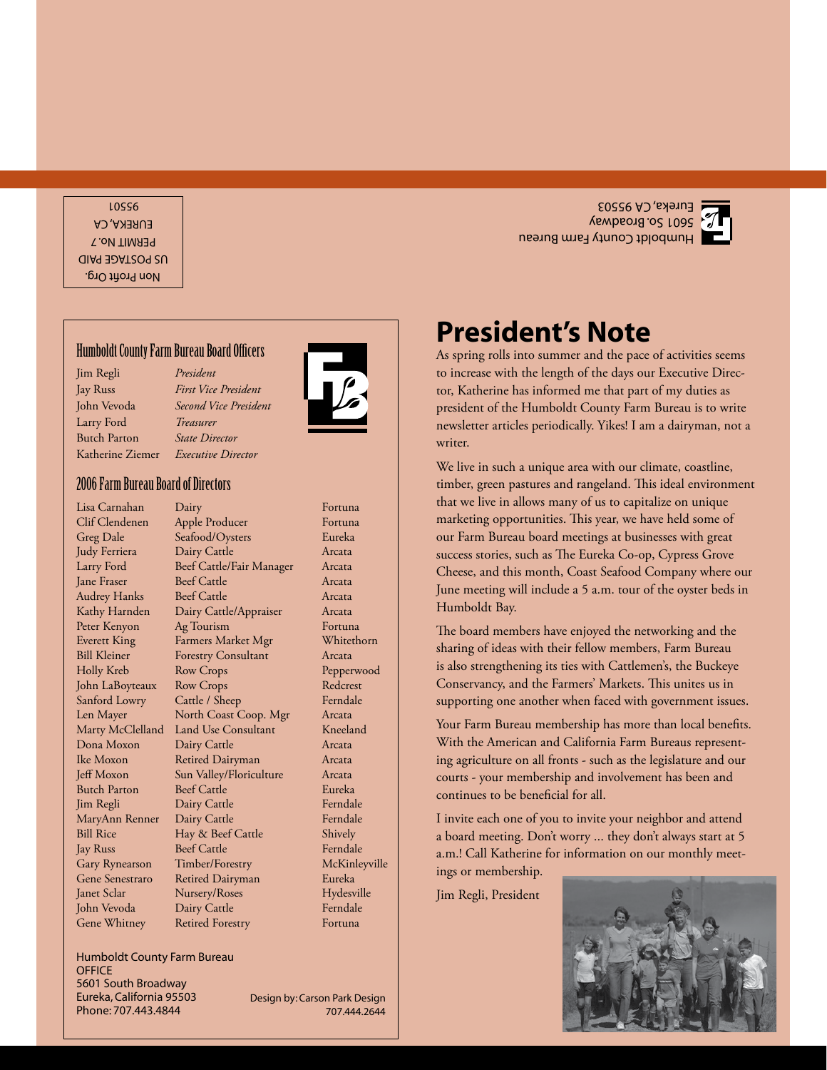Non Profit Org.
US POSTAGE PAID
PERMIT No. 7
EUREKA, CA
95501

Humboldt County Farm Bureau
5601 So. Broadway
Eureka, CA 95503

## Humboldt County Farm Bureau Board Officers

| | |
|---|---|
| Jim Regli | *President* |
| Jay Russ | *First Vice President* |
| John Vevoda | *Second Vice President* |
| Larry Ford | *Treasurer* |
| Butch Parton | *State Director* |
| Katherine Ziemer | *Executive Director* |

## 2006 Farm Bureau Board of Directors

| | | |
|---|---|---|
| Lisa Carnahan | Dairy | Fortuna |
| Clif Clendenen | Apple Producer | Fortuna |
| Greg Dale | Seafood/Oysters | Eureka |
| Judy Ferriera | Dairy Cattle | Arcata |
| Larry Ford | Beef Cattle/Fair Manager | Arcata |
| Jane Fraser | Beef Cattle | Arcata |
| Audrey Hanks | Beef Cattle | Arcata |
| Kathy Harnden | Dairy Cattle/Appraiser | Arcata |
| Peter Kenyon | Ag Tourism | Fortuna |
| Everett King | Farmers Market Mgr | Whitethorn |
| Bill Kleiner | Forestry Consultant | Arcata |
| Holly Kreb | Row Crops | Pepperwood |
| John LaBoyteaux | Row Crops | Redcrest |
| Sanford Lowry | Cattle / Sheep | Ferndale |
| Len Mayer | North Coast Coop. Mgr | Arcata |
| Marty McClelland | Land Use Consultant | Kneeland |
| Dona Moxon | Dairy Cattle | Arcata |
| Ike Moxon | Retired Dairyman | Arcata |
| Jeff Moxon | Sun Valley/Floriculture | Arcata |
| Butch Parton | Beef Cattle | Eureka |
| Jim Regli | Dairy Cattle | Ferndale |
| MaryAnn Renner | Dairy Cattle | Ferndale |
| Bill Rice | Hay & Beef Cattle | Shively |
| Jay Russ | Beef Cattle | Ferndale |
| Gary Rynearson | Timber/Forestry | McKinleyville |
| Gene Senestraro | Retired Dairyman | Eureka |
| Janet Sclar | Nursery/Roses | Hydesville |
| John Vevoda | Dairy Cattle | Ferndale |
| Gene Whitney | Retired Forestry | Fortuna |

Humboldt County Farm Bureau
OFFICE
5601 South Broadway
Eureka, California 95503
Phone: 707.443.4844

Design by: Carson Park Design
707.444.2644

# President's Note

As spring rolls into summer and the pace of activities seems to increase with the length of the days our Executive Director, Katherine has informed me that part of my duties as president of the Humboldt County Farm Bureau is to write newsletter articles periodically. Yikes! I am a dairyman, not a writer.

We live in such a unique area with our climate, coastline, timber, green pastures and rangeland. This ideal environment that we live in allows many of us to capitalize on unique marketing opportunities. This year, we have held some of our Farm Bureau board meetings at businesses with great success stories, such as The Eureka Co-op, Cypress Grove Cheese, and this month, Coast Seafood Company where our June meeting will include a 5 a.m. tour of the oyster beds in Humboldt Bay.

The board members have enjoyed the networking and the sharing of ideas with their fellow members, Farm Bureau is also strengthening its ties with Cattlemen's, the Buckeye Conservancy, and the Farmers' Markets. This unites us in supporting one another when faced with government issues.

Your Farm Bureau membership has more than local benefits. With the American and California Farm Bureaus representing agriculture on all fronts - such as the legislature and our courts - your membership and involvement has been and continues to be beneficial for all.

I invite each one of you to invite your neighbor and attend a board meeting. Don't worry ... they don't always start at 5 a.m.! Call Katherine for information on our monthly meetings or membership.

Jim Regli, President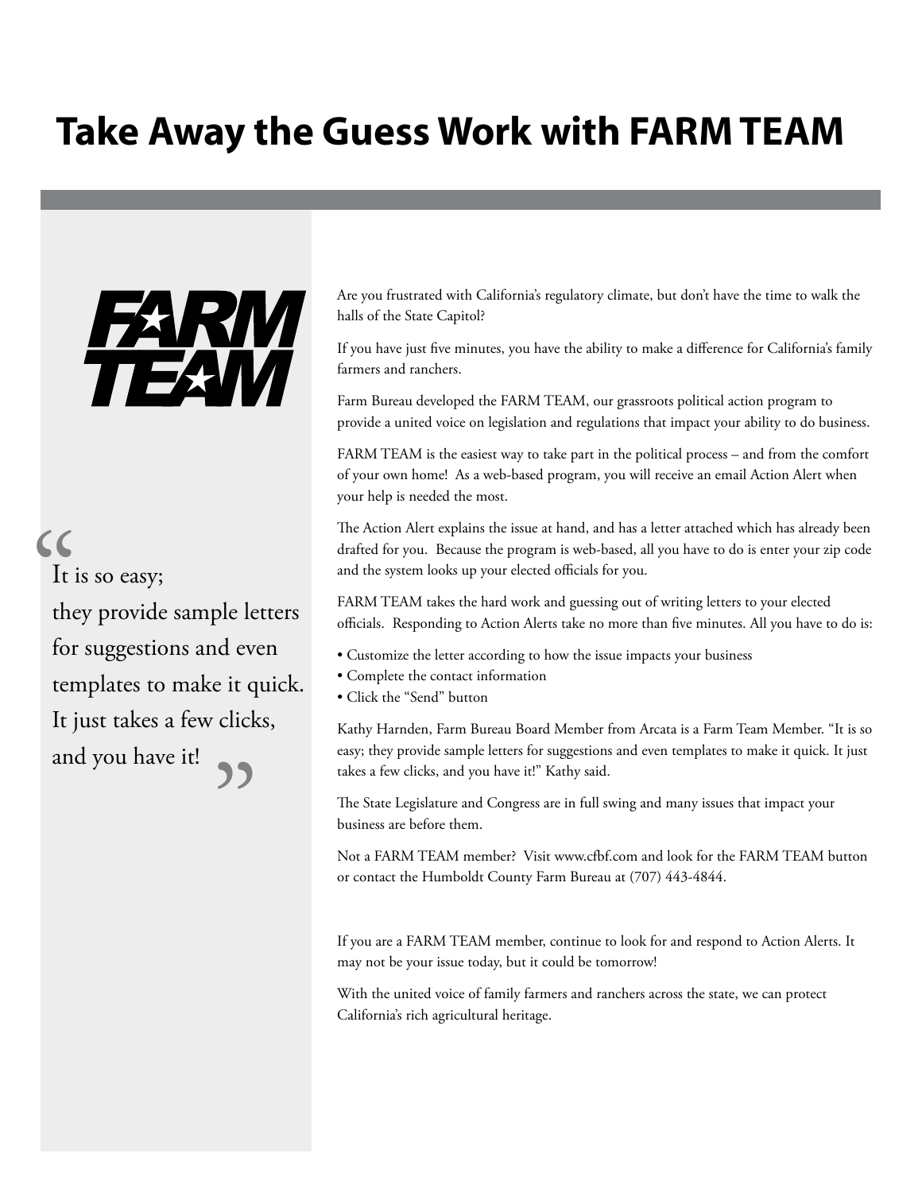# Take Away the Guess Work with FARM TEAM

FARM TEAM

> "It is so easy; they provide sample letters for suggestions and even templates to make it quick. It just takes a few clicks, and you have it!"

Are you frustrated with California's regulatory climate, but don't have the time to walk the halls of the State Capitol?

If you have just five minutes, you have the ability to make a difference for California's family farmers and ranchers.

Farm Bureau developed the FARM TEAM, our grassroots political action program to provide a united voice on legislation and regulations that impact your ability to do business.

FARM TEAM is the easiest way to take part in the political process – and from the comfort of your own home! As a web-based program, you will receive an email Action Alert when your help is needed the most.

The Action Alert explains the issue at hand, and has a letter attached which has already been drafted for you. Because the program is web-based, all you have to do is enter your zip code and the system looks up your elected officials for you.

FARM TEAM takes the hard work and guessing out of writing letters to your elected officials. Responding to Action Alerts take no more than five minutes. All you have to do is:

- Customize the letter according to how the issue impacts your business
- Complete the contact information
- Click the "Send" button

Kathy Harnden, Farm Bureau Board Member from Arcata is a Farm Team Member. "It is so easy; they provide sample letters for suggestions and even templates to make it quick. It just takes a few clicks, and you have it!" Kathy said.

The State Legislature and Congress are in full swing and many issues that impact your business are before them.

Not a FARM TEAM member? Visit www.cfbf.com and look for the FARM TEAM button or contact the Humboldt County Farm Bureau at (707) 443-4844.

If you are a FARM TEAM member, continue to look for and respond to Action Alerts. It may not be your issue today, but it could be tomorrow!

With the united voice of family farmers and ranchers across the state, we can protect California's rich agricultural heritage.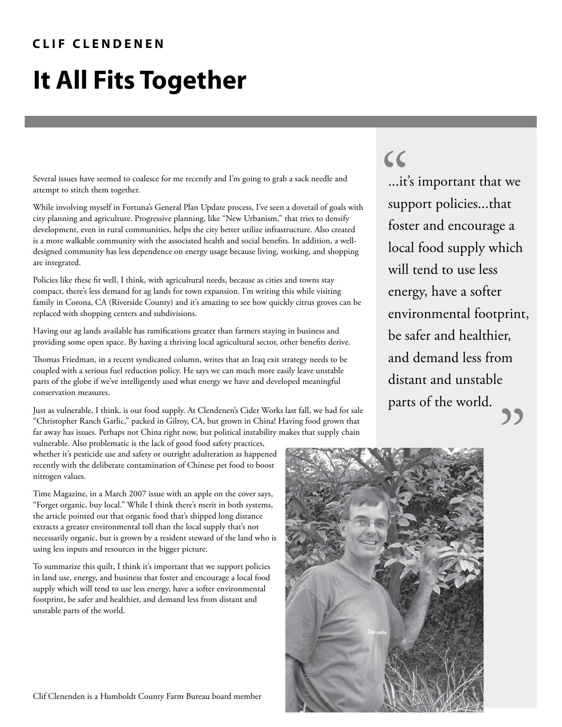**CLIF CLENDENEN**

# It All Fits Together

Several issues have seemed to coalesce for me recently and I'm going to grab a sack needle and attempt to stitch them together.

While involving myself in Fortuna's General Plan Update process, I've seen a dovetail of goals with city planning and agriculture. Progressive planning, like "New Urbanism," that tries to densify development, even in rural communities, helps the city better utilize infrastructure. Also created is a more walkable community with the associated health and social benefits. In addition, a well-designed community has less dependence on energy usage because living, working, and shopping are integrated.

Policies like these fit well, I think, with agricultural needs, because as cities and towns stay compact, there's less demand for ag lands for town expansion. I'm writing this while visiting family in Corona, CA (Riverside County) and it's amazing to see how quickly citrus groves can be replaced with shopping centers and subdivisions.

Having our ag lands available has ramifications greater than farmers staying in business and providing some open space. By having a thriving local agricultural sector, other benefits derive.

Thomas Friedman, in a recent syndicated column, writes that an Iraq exit strategy needs to be coupled with a serious fuel reduction policy. He says we can much more easily leave unstable parts of the globe if we've intelligently used what energy we have and developed meaningful conservation measures.

Just as vulnerable, I think, is our food supply. At Clendenen's Cider Works last fall, we had for sale "Christopher Ranch Garlic," packed in Gilroy, CA, but grown in China! Having food grown that far away has issues. Perhaps not China right now, but political instability makes that supply chain vulnerable. Also problematic is the lack of good food safety practices, whether it's pesticide use and safety or outright adulteration as happened recently with the deliberate contamination of Chinese pet food to boost nitrogen values.

Time Magazine, in a March 2007 issue with an apple on the cover says, "Forget organic, buy local." While I think there's merit in both systems, the article pointed out that organic food that's shipped long distance extracts a greater environmental toll than the local supply that's not necessarily organic, but is grown by a resident steward of the land who is using less inputs and resources in the bigger picture.

To summarize this quilt, I think it's important that we support policies in land use, energy, and business that foster and encourage a local food supply which will tend to use less energy, have a softer environmental footprint, be safer and healthier, and demand less from distant and unstable parts of the world.

> "...it's important that we support policies...that foster and encourage a local food supply which will tend to use less energy, have a softer environmental footprint, be safer and healthier, and demand less from distant and unstable parts of the world."

Clif Clenenden is a Humboldt County Farm Bureau board member